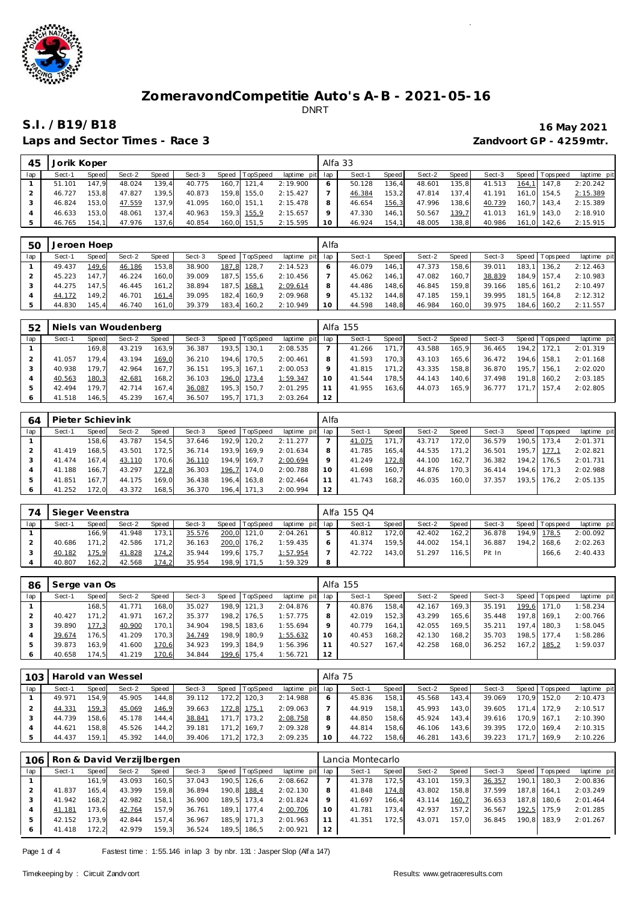# ZomeravondCompetitie Auto's A-B - 2021-05-16

DNRT

## S.I. /B19/B18

**16 May 2021**

**Laps and Sector Times - Race 3**

**Zandvoort GP - 4259mtr.**

| 45 | Jorik Koper | | | | | | | | Alfa 33 | | | | | | | | |
|---|---|---|---|---|---|---|---|---|---|---|---|---|---|---|---|---|---|
| lap | Sect-1 | Speed | Sect-2 | Speed | Sect-3 | Speed | TopSpeed | laptime pit | lap | Sect-1 | Speed | Sect-2 | Speed | Sect-3 | Speed | Topspeed | laptime pit |
| 1 | 51.101 | 147,9 | 48.024 | 139,4 | 40.775 | 160,7 | 121,4 | 2:19.900 | 6 | 50.128 | 136,4 | 48.601 | 135,8 | 41.513 | 164,1 | 147,8 | 2:20.242 |
| 2 | 46.727 | 153,8 | 47.827 | 139,5 | 40.873 | 159,8 | 155,0 | 2:15.427 | 7 | 46.384 | 153,2 | 47.814 | 137,4 | 41.191 | 161,0 | 154,5 | 2:15.389 |
| 3 | 46.824 | 153,0 | 47.559 | 137,9 | 41.095 | 160,0 | 151,1 | 2:15.478 | 8 | 46.654 | 156,3 | 47.996 | 138,6 | 40.739 | 160,7 | 143,4 | 2:15.389 |
| 4 | 46.633 | 153,0 | 48.061 | 137,4 | 40.963 | 159,3 | 155,9 | 2:15.657 | 9 | 47.330 | 146,1 | 50.567 | 139,7 | 41.013 | 161,9 | 143,0 | 2:18.910 |
| 5 | 46.765 | 154,1 | 47.976 | 137,6 | 40.854 | 160,0 | 151,5 | 2:15.595 | 10 | 46.924 | 154,1 | 48.005 | 138,8 | 40.986 | 161,0 | 142,6 | 2:15.915 |

| 50 | Jeroen Hoep | | | | | | | | Alfa | | | | | | | | |
|---|---|---|---|---|---|---|---|---|---|---|---|---|---|---|---|---|---|
| lap | Sect-1 | Speed | Sect-2 | Speed | Sect-3 | Speed | TopSpeed | laptime pit | lap | Sect-1 | Speed | Sect-2 | Speed | Sect-3 | Speed | Topspeed | laptime pit |
| 1 | 49.437 | 149,6 | 46.186 | 153,8 | 38.900 | 187,8 | 128,7 | 2:14.523 | 6 | 46.079 | 146,1 | 47.373 | 158,6 | 39.011 | 183,1 | 136,2 | 2:12.463 |
| 2 | 45.223 | 147,7 | 46.224 | 160,0 | 39.009 | 187,5 | 155,6 | 2:10.456 | 7 | 45.062 | 146,1 | 47.082 | 160,7 | 38.839 | 184,9 | 157,4 | 2:10.983 |
| 3 | 44.275 | 147,5 | 46.445 | 161,2 | 38.894 | 187,5 | 168,1 | 2:09.614 | 8 | 44.486 | 148,6 | 46.845 | 159,8 | 39.166 | 185,6 | 161,2 | 2:10.497 |
| 4 | 44.172 | 149,2 | 46.701 | 161,4 | 39.095 | 182,4 | 160,9 | 2:09.968 | 9 | 45.132 | 144,8 | 47.185 | 159,1 | 39.995 | 181,5 | 164,8 | 2:12.312 |
| 5 | 44.830 | 145,4 | 46.740 | 161,0 | 39.379 | 183,4 | 160,2 | 2:10.949 | 10 | 44.598 | 148,8 | 46.984 | 160,0 | 39.975 | 184,6 | 160,2 | 2:11.557 |

| 52 | Niels van Woudenberg | | | | | | | | Alfa 155 | | | | | | | | |
|---|---|---|---|---|---|---|---|---|---|---|---|---|---|---|---|---|---|
| lap | Sect-1 | Speed | Sect-2 | Speed | Sect-3 | Speed | TopSpeed | laptime pit | lap | Sect-1 | Speed | Sect-2 | Speed | Sect-3 | Speed | Topspeed | laptime pit |
| 1 | | 169,8 | 43.219 | 163,9 | 36.387 | 193,5 | 130,1 | 2:08.535 | 7 | 41.266 | 171,7 | 43.588 | 165,9 | 36.465 | 194,2 | 172,1 | 2:01.319 |
| 2 | 41.057 | 179,4 | 43.194 | 169,0 | 36.210 | 194,6 | 170,5 | 2:00.461 | 8 | 41.593 | 170,3 | 43.103 | 165,6 | 36.472 | 194,6 | 158,1 | 2:01.168 |
| 3 | 40.938 | 179,7 | 42.964 | 167,7 | 36.151 | 195,3 | 167,1 | 2:00.053 | 9 | 41.815 | 171,2 | 43.335 | 158,8 | 36.870 | 195,7 | 156,1 | 2:02.020 |
| 4 | 40.563 | 180,3 | 42.681 | 168,2 | 36.103 | 196,0 | 173,4 | 1:59.347 | 10 | 41.544 | 178,5 | 44.143 | 140,6 | 37.498 | 191,8 | 160,2 | 2:03.185 |
| 5 | 42.494 | 179,7 | 42.714 | 167,4 | 36.087 | 195,3 | 150,7 | 2:01.295 | 11 | 41.955 | 163,6 | 44.073 | 165,9 | 36.777 | 171,7 | 157,4 | 2:02.805 |
| 6 | 41.518 | 146,5 | 45.239 | 167,4 | 36.507 | 195,7 | 171,3 | 2:03.264 | 12 | | | | | | | | |

| 64 | Pieter Schievink | | | | | | | | Alfa | | | | | | | | |
|---|---|---|---|---|---|---|---|---|---|---|---|---|---|---|---|---|---|
| lap | Sect-1 | Speed | Sect-2 | Speed | Sect-3 | Speed | TopSpeed | laptime pit | lap | Sect-1 | Speed | Sect-2 | Speed | Sect-3 | Speed | Topspeed | laptime pit |
| 1 | | 158,6 | 43.787 | 154,5 | 37.646 | 192,9 | 120,2 | 2:11.277 | 7 | 41.075 | 171,7 | 43.717 | 172,0 | 36.579 | 190,5 | 173,4 | 2:01.371 |
| 2 | 41.419 | 168,5 | 43.501 | 172,5 | 36.714 | 193,9 | 169,9 | 2:01.634 | 8 | 41.785 | 165,4 | 44.535 | 171,2 | 36.501 | 195,7 | 177,1 | 2:02.821 |
| 3 | 41.474 | 167,4 | 43.110 | 170,6 | 36.110 | 194,9 | 169,7 | 2:00.694 | 9 | 41.249 | 172,8 | 44.100 | 162,7 | 36.382 | 194,2 | 176,5 | 2:01.731 |
| 4 | 41.188 | 166,7 | 43.297 | 172,8 | 36.303 | 196,7 | 174,0 | 2:00.788 | 10 | 41.698 | 160,7 | 44.876 | 170,3 | 36.414 | 194,6 | 171,3 | 2:02.988 |
| 5 | 41.851 | 167,7 | 44.175 | 169,0 | 36.438 | 196,4 | 163,8 | 2:02.464 | 11 | 41.743 | 168,2 | 46.035 | 160,0 | 37.357 | 193,5 | 176,2 | 2:05.135 |
| 6 | 41.252 | 172,0 | 43.372 | 168,5 | 36.370 | 196,4 | 171,3 | 2:00.994 | 12 | | | | | | | | |

| 74 | Sieger Veenstra | | | | | | | | Alfa 155 Q4 | | | | | | | | |
|---|---|---|---|---|---|---|---|---|---|---|---|---|---|---|---|---|---|
| lap | Sect-1 | Speed | Sect-2 | Speed | Sect-3 | Speed | TopSpeed | laptime pit | lap | Sect-1 | Speed | Sect-2 | Speed | Sect-3 | Speed | Topspeed | laptime pit |
| 1 | | 166,9 | 41.948 | 173,1 | 35.576 | 200,0 | 121,0 | 2:04.261 | 5 | 40.812 | 172,0 | 42.402 | 162,2 | 36.878 | 194,9 | 178,5 | 2:00.092 |
| 2 | 40.686 | 171,2 | 42.586 | 171,2 | 36.163 | 200,0 | 176,2 | 1:59.435 | 6 | 41.374 | 159,5 | 44.002 | 154,1 | 36.887 | 194,2 | 168,6 | 2:02.263 |
| 3 | 40.182 | 175,9 | 41.828 | 174,2 | 35.944 | 199,6 | 175,7 | 1:57.954 | 7 | 42.722 | 143,0 | 51.297 | 116,5 | Pit In | | 166,6 | 2:40.433 |
| 4 | 40.807 | 162,2 | 42.568 | 174,2 | 35.954 | 198,9 | 171,5 | 1:59.329 | 8 | | | | | | | | |

| 86 | Serge van Os | | | | | | | | Alfa 155 | | | | | | | | |
|---|---|---|---|---|---|---|---|---|---|---|---|---|---|---|---|---|---|
| lap | Sect-1 | Speed | Sect-2 | Speed | Sect-3 | Speed | TopSpeed | laptime pit | lap | Sect-1 | Speed | Sect-2 | Speed | Sect-3 | Speed | Topspeed | laptime pit |
| 1 | | 168,5 | 41.771 | 168,0 | 35.027 | 198,9 | 121,3 | 2:04.876 | 7 | 40.876 | 158,4 | 42.167 | 169,3 | 35.191 | 199,6 | 171,0 | 1:58.234 |
| 2 | 40.427 | 171,2 | 41.971 | 167,2 | 35.377 | 198,2 | 176,5 | 1:57.775 | 8 | 42.019 | 152,3 | 43.299 | 165,6 | 35.448 | 197,8 | 169,1 | 2:00.766 |
| 3 | 39.890 | 177,3 | 40.900 | 170,1 | 34.904 | 198,5 | 183,6 | 1:55.694 | 9 | 40.779 | 164,1 | 42.055 | 169,5 | 35.211 | 197,4 | 180,3 | 1:58.045 |
| 4 | 39.674 | 176,5 | 41.209 | 170,3 | 34.749 | 198,9 | 180,9 | 1:55.632 | 10 | 40.453 | 168,2 | 42.130 | 168,2 | 35.703 | 198,5 | 177,4 | 1:58.286 |
| 5 | 39.873 | 163,9 | 41.600 | 170,6 | 34.923 | 199,3 | 184,9 | 1:56.396 | 11 | 40.527 | 167,4 | 42.258 | 168,0 | 36.252 | 167,2 | 185,2 | 1:59.037 |
| 6 | 40.658 | 174,5 | 41.219 | 170,6 | 34.844 | 199,6 | 175,4 | 1:56.721 | 12 | | | | | | | | |

| 103 | Harold van Wessel | | | | | | | | Alfa 75 | | | | | | | | |
|---|---|---|---|---|---|---|---|---|---|---|---|---|---|---|---|---|---|
| lap | Sect-1 | Speed | Sect-2 | Speed | Sect-3 | Speed | TopSpeed | laptime pit | lap | Sect-1 | Speed | Sect-2 | Speed | Sect-3 | Speed | Topspeed | laptime pit |
| 1 | 49.971 | 154,9 | 45.905 | 144,8 | 39.112 | 172,2 | 120,3 | 2:14.988 | 6 | 45.836 | 158,1 | 45.568 | 143,4 | 39.069 | 170,9 | 152,0 | 2:10.473 |
| 2 | 44.331 | 159,3 | 45.069 | 146,9 | 39.663 | 172,8 | 175,1 | 2:09.063 | 7 | 44.919 | 158,1 | 45.993 | 143,0 | 39.605 | 171,4 | 172,9 | 2:10.517 |
| 3 | 44.739 | 158,6 | 45.178 | 144,4 | 38.841 | 171,7 | 173,2 | 2:08.758 | 8 | 44.850 | 158,6 | 45.924 | 143,4 | 39.616 | 170,9 | 167,1 | 2:10.390 |
| 4 | 44.621 | 158,8 | 45.526 | 144,2 | 39.181 | 171,2 | 169,7 | 2:09.328 | 9 | 44.814 | 158,6 | 46.106 | 143,6 | 39.395 | 172,0 | 169,4 | 2:10.315 |
| 5 | 44.437 | 159,1 | 45.392 | 144,0 | 39.406 | 171,2 | 172,3 | 2:09.235 | 10 | 44.722 | 158,6 | 46.281 | 143,6 | 39.223 | 171,7 | 169,9 | 2:10.226 |

| 106 | Ron & David Verzijlbergen | | | | | | | | Lancia Montecarlo | | | | | | | | |
|---|---|---|---|---|---|---|---|---|---|---|---|---|---|---|---|---|---|
| lap | Sect-1 | Speed | Sect-2 | Speed | Sect-3 | Speed | TopSpeed | laptime pit | lap | Sect-1 | Speed | Sect-2 | Speed | Sect-3 | Speed | Topspeed | laptime pit |
| 1 | | 161,9 | 43.093 | 160,5 | 37.043 | 190,5 | 126,6 | 2:08.662 | 7 | 41.378 | 172,5 | 43.101 | 159,3 | 36.357 | 190,1 | 180,3 | 2:00.836 |
| 2 | 41.837 | 165,4 | 43.399 | 159,8 | 36.894 | 190,8 | 188,4 | 2:02.130 | 8 | 41.848 | 174,8 | 43.802 | 158,8 | 37.599 | 187,8 | 164,1 | 2:03.249 |
| 3 | 41.942 | 168,2 | 42.982 | 158,1 | 36.900 | 189,5 | 173,4 | 2:01.824 | 9 | 41.697 | 166,4 | 43.114 | 160,7 | 36.653 | 187,8 | 180,6 | 2:01.464 |
| 4 | 41.181 | 173,6 | 42.764 | 157,9 | 36.761 | 189,1 | 177,4 | 2:00.706 | 10 | 41.781 | 173,4 | 42.937 | 157,2 | 36.567 | 192,5 | 175,9 | 2:01.285 |
| 5 | 42.152 | 173,9 | 42.844 | 157,4 | 36.967 | 185,9 | 171,3 | 2:01.963 | 11 | 41.351 | 172,5 | 43.071 | 157,0 | 36.845 | 190,8 | 183,9 | 2:01.267 |
| 6 | 41.418 | 172,2 | 42.979 | 159,3 | 36.524 | 189,5 | 186,5 | 2:00.921 | 12 | | | | | | | | |

Fastest time : 1:55.146 in lap 3 by nbr. 131 : Jasper Slop (Alfa 147)

Timekeeping by : Circuit Zandvoort

Results: www.getraceresults.com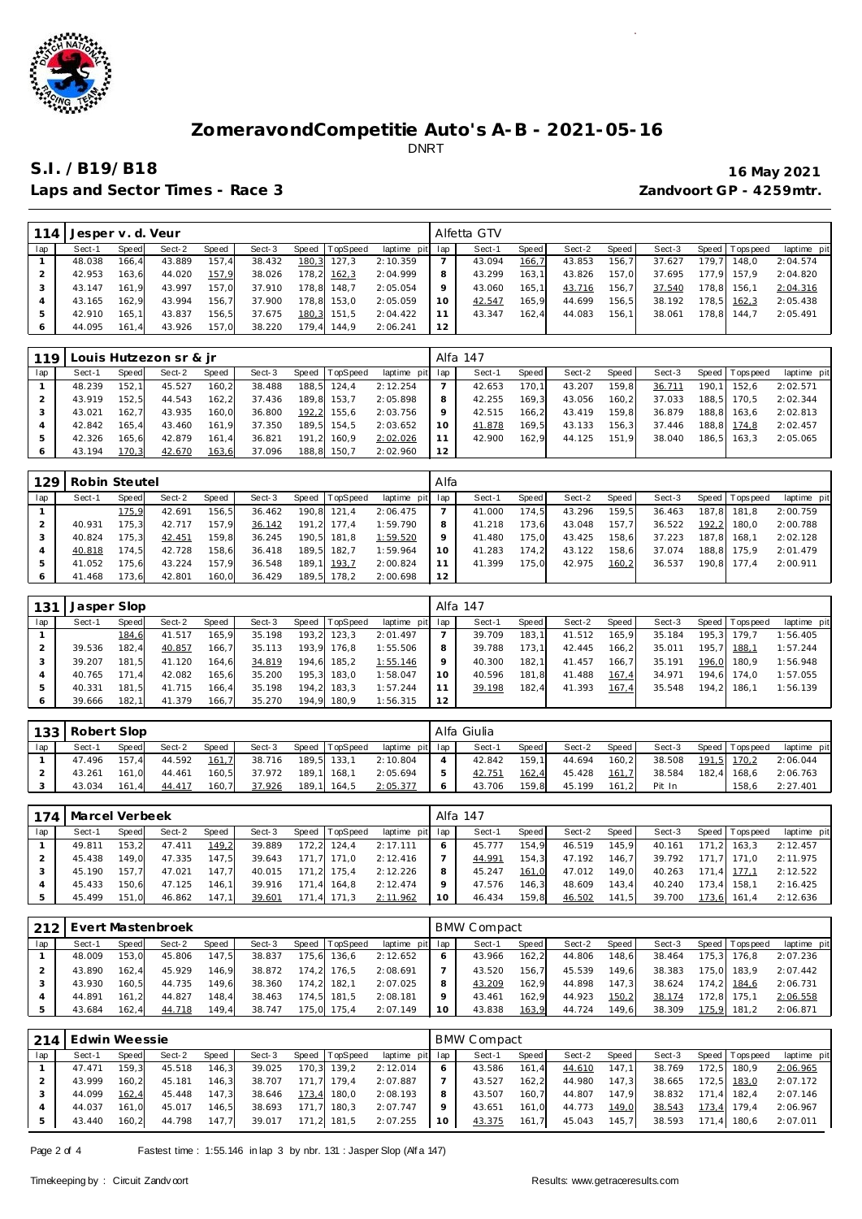# ZomeravondCompetitie Auto's A-B - 2021-05-16

DNRT

## S.I. /B19/B18

**16 May 2021**

**Laps and Sector Times - Race 3**

**Zandvoort GP - 4259mtr.**

| 114 | Jesper v. d. Veur | | | | | | | | Alfetta GTV | | | | | | | | |
|---|---|---|---|---|---|---|---|---|---|---|---|---|---|---|---|---|---|
| lap | Sect-1 | Speed | Sect-2 | Speed | Sect-3 | Speed | TopSpeed | laptime pit | lap | Sect-1 | Speed | Sect-2 | Speed | Sect-3 | Speed | Topspeed | laptime pit |
| 1 | 48.038 | 166,4 | 43.889 | 157,4 | 38.432 | 180,3 | 127,3 | 2:10.359 | 7 | 43.094 | 166,7 | 43.853 | 156,7 | 37.627 | 179,7 | 148,0 | 2:04.574 |
| 2 | 42.953 | 163,6 | 44.020 | 157,9 | 38.026 | 178,2 | 162,3 | 2:04.999 | 8 | 43.299 | 163,1 | 43.826 | 157,0 | 37.695 | 177,9 | 157,9 | 2:04.820 |
| 3 | 43.147 | 161,9 | 43.997 | 157,0 | 37.910 | 178,8 | 148,7 | 2:05.054 | 9 | 43.060 | 165,1 | 43.716 | 156,7 | 37.540 | 178,8 | 156,1 | 2:04.316 |
| 4 | 43.165 | 162,9 | 43.994 | 156,7 | 37.900 | 178,8 | 153,0 | 2:05.059 | 10 | 42.547 | 165,9 | 44.699 | 156,5 | 38.192 | 178,5 | 162,3 | 2:05.438 |
| 5 | 42.910 | 165,1 | 43.837 | 156,5 | 37.675 | 180,3 | 151,5 | 2:04.422 | 11 | 43.347 | 162,4 | 44.083 | 156,1 | 38.061 | 178,8 | 144,7 | 2:05.491 |
| 6 | 44.095 | 161,4 | 43.926 | 157,0 | 38.220 | 179,4 | 144,9 | 2:06.241 | 12 | | | | | | | | |

| 119 | Louis Hutzezon sr & jr | | | | | | | | Alfa 147 | | | | | | | | |
|---|---|---|---|---|---|---|---|---|---|---|---|---|---|---|---|---|---|
| lap | Sect-1 | Speed | Sect-2 | Speed | Sect-3 | Speed | TopSpeed | laptime pit | lap | Sect-1 | Speed | Sect-2 | Speed | Sect-3 | Speed | Topspeed | laptime pit |
| 1 | 48.239 | 152,1 | 45.527 | 160,2 | 38.488 | 188,5 | 124,4 | 2:12.254 | 7 | 42.653 | 170,1 | 43.207 | 159,8 | 36.711 | 190,1 | 152,6 | 2:02.571 |
| 2 | 43.919 | 152,5 | 44.543 | 162,2 | 37.436 | 189,8 | 153,7 | 2:05.898 | 8 | 42.255 | 169,3 | 43.056 | 160,2 | 37.033 | 188,5 | 170,5 | 2:02.344 |
| 3 | 43.021 | 162,7 | 43.935 | 160,0 | 36.800 | 192,2 | 155,6 | 2:03.756 | 9 | 42.515 | 166,2 | 43.419 | 159,8 | 36.879 | 188,8 | 163,6 | 2:02.813 |
| 4 | 42.842 | 165,4 | 43.460 | 161,9 | 37.350 | 189,5 | 154,5 | 2:03.652 | 10 | 41.878 | 169,5 | 43.133 | 156,3 | 37.446 | 188,8 | 174,8 | 2:02.457 |
| 5 | 42.326 | 165,6 | 42.879 | 161,4 | 36.821 | 191,2 | 160,9 | 2:02.026 | 11 | 42.900 | 162,9 | 44.125 | 151,9 | 38.040 | 186,5 | 163,3 | 2:05.065 |
| 6 | 43.194 | 170,3 | 42.670 | 163,6 | 37.096 | 188,8 | 150,7 | 2:02.960 | 12 | | | | | | | | |

| 129 | Robin Steutel | | | | | | | | Alfa | | | | | | | | |
|---|---|---|---|---|---|---|---|---|---|---|---|---|---|---|---|---|---|
| lap | Sect-1 | Speed | Sect-2 | Speed | Sect-3 | Speed | TopSpeed | laptime pit | lap | Sect-1 | Speed | Sect-2 | Speed | Sect-3 | Speed | Topspeed | laptime pit |
| 1 | | 175,9 | 42.691 | 156,5 | 36.462 | 190,8 | 121,4 | 2:06.475 | 7 | 41.000 | 174,5 | 43.296 | 159,5 | 36.463 | 187,8 | 181,8 | 2:00.759 |
| 2 | 40.931 | 175,3 | 42.717 | 157,9 | 36.142 | 191,2 | 177,4 | 1:59.790 | 8 | 41.218 | 173,6 | 43.048 | 157,7 | 36.522 | 192,2 | 180,0 | 2:00.788 |
| 3 | 40.824 | 175,3 | 42.451 | 159,8 | 36.245 | 190,5 | 181,8 | 1:59.520 | 9 | 41.480 | 175,0 | 43.425 | 158,6 | 37.223 | 187,8 | 168,1 | 2:02.128 |
| 4 | 40.818 | 174,5 | 42.728 | 158,6 | 36.418 | 189,5 | 182,7 | 1:59.964 | 10 | 41.283 | 174,2 | 43.122 | 158,6 | 37.074 | 188,8 | 175,9 | 2:01.479 |
| 5 | 41.052 | 175,6 | 43.224 | 157,9 | 36.548 | 189,1 | 193,7 | 2:00.824 | 11 | 41.399 | 175,0 | 42.975 | 160,2 | 36.537 | 190,8 | 177,4 | 2:00.911 |
| 6 | 41.468 | 173,6 | 42.801 | 160,0 | 36.429 | 189,5 | 178,2 | 2:00.698 | 12 | | | | | | | | |

| 131 | Jasper Slop | | | | | | | | Alfa 147 | | | | | | | | |
|---|---|---|---|---|---|---|---|---|---|---|---|---|---|---|---|---|---|
| lap | Sect-1 | Speed | Sect-2 | Speed | Sect-3 | Speed | TopSpeed | laptime pit | lap | Sect-1 | Speed | Sect-2 | Speed | Sect-3 | Speed | Topspeed | laptime pit |
| 1 | | 184,6 | 41.517 | 165,9 | 35.198 | 193,2 | 123,3 | 2:01.497 | 7 | 39.709 | 183,1 | 41.512 | 165,9 | 35.184 | 195,3 | 179,7 | 1:56.405 |
| 2 | 39.536 | 182,4 | 40.857 | 166,7 | 35.113 | 193,9 | 176,8 | 1:55.506 | 8 | 39.788 | 173,1 | 42.445 | 166,2 | 35.011 | 195,7 | 188,1 | 1:57.244 |
| 3 | 39.207 | 181,5 | 41.120 | 164,6 | 34.819 | 194,6 | 185,2 | 1:55.146 | 9 | 40.300 | 182,1 | 41.457 | 166,7 | 35.191 | 196,0 | 180,9 | 1:56.948 |
| 4 | 40.765 | 171,4 | 42.082 | 165,6 | 35.200 | 195,3 | 183,0 | 1:58.047 | 10 | 40.596 | 181,8 | 41.488 | 167,4 | 34.971 | 194,6 | 174,0 | 1:57.055 |
| 5 | 40.331 | 181,5 | 41.715 | 166,4 | 35.198 | 194,2 | 183,3 | 1:57.244 | 11 | 39.198 | 182,4 | 41.393 | 167,4 | 35.548 | 194,2 | 186,1 | 1:56.139 |
| 6 | 39.666 | 182,1 | 41.379 | 166,7 | 35.270 | 194,9 | 180,9 | 1:56.315 | 12 | | | | | | | | |

| 133 | Robert Slop | | | | | | | | Alfa Giulia | | | | | | | | |
|---|---|---|---|---|---|---|---|---|---|---|---|---|---|---|---|---|---|
| lap | Sect-1 | Speed | Sect-2 | Speed | Sect-3 | Speed | TopSpeed | laptime pit | lap | Sect-1 | Speed | Sect-2 | Speed | Sect-3 | Speed | Topspeed | laptime pit |
| 1 | 47.496 | 157,4 | 44.592 | 161,7 | 38.716 | 189,5 | 133,1 | 2:10.804 | 4 | 42.842 | 159,1 | 44.694 | 160,2 | 38.508 | 191,5 | 170,2 | 2:06.044 |
| 2 | 43.261 | 161,0 | 44.461 | 160,5 | 37.972 | 189,1 | 168,1 | 2:05.694 | 5 | 42.751 | 162,4 | 45.428 | 161,7 | 38.584 | 182,4 | 168,6 | 2:06.763 |
| 3 | 43.034 | 161,4 | 44.417 | 160,7 | 37.926 | 189,1 | 164,5 | 2:05.377 | 6 | 43.706 | 159,8 | 45.199 | 161,2 | Pit In | | 158,6 | 2:27.401 |

| 174 | Marcel Verbeek | | | | | | | | Alfa 147 | | | | | | | | |
|---|---|---|---|---|---|---|---|---|---|---|---|---|---|---|---|---|---|
| lap | Sect-1 | Speed | Sect-2 | Speed | Sect-3 | Speed | TopSpeed | laptime pit | lap | Sect-1 | Speed | Sect-2 | Speed | Sect-3 | Speed | Topspeed | laptime pit |
| 1 | 49.811 | 153,2 | 47.411 | 149,2 | 39.889 | 172,2 | 124,4 | 2:17.111 | 6 | 45.777 | 154,9 | 46.519 | 145,9 | 40.161 | 171,2 | 163,3 | 2:12.457 |
| 2 | 45.438 | 149,0 | 47.335 | 147,5 | 39.643 | 171,7 | 171,0 | 2:12.416 | 7 | 44.991 | 154,3 | 47.192 | 146,7 | 39.792 | 171,7 | 171,0 | 2:11.975 |
| 3 | 45.190 | 157,7 | 47.021 | 147,7 | 40.015 | 171,2 | 175,4 | 2:12.226 | 8 | 45.247 | 161,0 | 47.012 | 149,0 | 40.263 | 171,4 | 177,1 | 2:12.522 |
| 4 | 45.433 | 150,6 | 47.125 | 146,1 | 39.916 | 171,4 | 164,8 | 2:12.474 | 9 | 47.576 | 146,3 | 48.609 | 143,4 | 40.240 | 173,4 | 158,1 | 2:16.425 |
| 5 | 45.499 | 151,0 | 46.862 | 147,1 | 39.601 | 171,4 | 171,3 | 2:11.962 | 10 | 46.434 | 159,8 | 46.502 | 141,5 | 39.700 | 173,6 | 161,4 | 2:12.636 |

| 212 | Evert Mastenbroek | | | | | | | | BMW Compact | | | | | | | | |
|---|---|---|---|---|---|---|---|---|---|---|---|---|---|---|---|---|---|
| lap | Sect-1 | Speed | Sect-2 | Speed | Sect-3 | Speed | TopSpeed | laptime pit | lap | Sect-1 | Speed | Sect-2 | Speed | Sect-3 | Speed | Topspeed | laptime pit |
| 1 | 48.009 | 153,0 | 45.806 | 147,5 | 38.837 | 175,6 | 136,6 | 2:12.652 | 6 | 43.966 | 162,2 | 44.806 | 148,6 | 38.464 | 175,3 | 176,8 | 2:07.236 |
| 2 | 43.890 | 162,4 | 45.929 | 146,9 | 38.872 | 174,2 | 176,5 | 2:08.691 | 7 | 43.520 | 156,7 | 45.539 | 149,6 | 38.383 | 175,0 | 183,9 | 2:07.442 |
| 3 | 43.930 | 160,5 | 44.735 | 149,6 | 38.360 | 174,2 | 182,1 | 2:07.025 | 8 | 43.209 | 162,9 | 44.898 | 147,3 | 38.624 | 174,2 | 184,6 | 2:06.731 |
| 4 | 44.891 | 161,2 | 44.827 | 148,4 | 38.463 | 174,5 | 181,5 | 2:08.181 | 9 | 43.461 | 162,9 | 44.923 | 150,2 | 38.174 | 172,8 | 175,1 | 2:06.558 |
| 5 | 43.684 | 162,4 | 44.718 | 149,4 | 38.747 | 175,0 | 175,4 | 2:07.149 | 10 | 43.838 | 163,9 | 44.724 | 149,6 | 38.309 | 175,9 | 181,2 | 2:06.871 |

| 214 | Edwin Weessie | | | | | | | | BMW Compact | | | | | | | | |
|---|---|---|---|---|---|---|---|---|---|---|---|---|---|---|---|---|---|
| lap | Sect-1 | Speed | Sect-2 | Speed | Sect-3 | Speed | TopSpeed | laptime pit | lap | Sect-1 | Speed | Sect-2 | Speed | Sect-3 | Speed | Topspeed | laptime pit |
| 1 | 47.471 | 159,3 | 45.518 | 146,3 | 39.025 | 170,3 | 139,2 | 2:12.014 | 6 | 43.586 | 161,4 | 44.610 | 147,1 | 38.769 | 172,5 | 180,9 | 2:06.965 |
| 2 | 43.999 | 160,2 | 45.181 | 146,3 | 38.707 | 171,7 | 179,4 | 2:07.887 | 7 | 43.527 | 162,2 | 44.980 | 147,3 | 38.665 | 172,5 | 183,0 | 2:07.172 |
| 3 | 44.099 | 162,4 | 45.448 | 147,3 | 38.646 | 173,4 | 180,0 | 2:08.193 | 8 | 43.507 | 160,7 | 44.807 | 147,9 | 38.832 | 171,4 | 182,4 | 2:07.146 |
| 4 | 44.037 | 161,0 | 45.017 | 146,5 | 38.693 | 171,7 | 180,3 | 2:07.747 | 9 | 43.651 | 161,0 | 44.773 | 149,0 | 38.543 | 173,4 | 179,4 | 2:06.967 |
| 5 | 43.440 | 160,2 | 44.798 | 147,7 | 39.017 | 171,2 | 181,5 | 2:07.255 | 10 | 43.375 | 161,7 | 45.043 | 145,7 | 38.593 | 171,4 | 180,6 | 2:07.011 |

Fastest time : 1:55.146 in lap 3 by nbr. 131 : Jasper Slop (Alfa 147)

Timekeeping by : Circuit Zandvoort

Results: www.getraceresults.com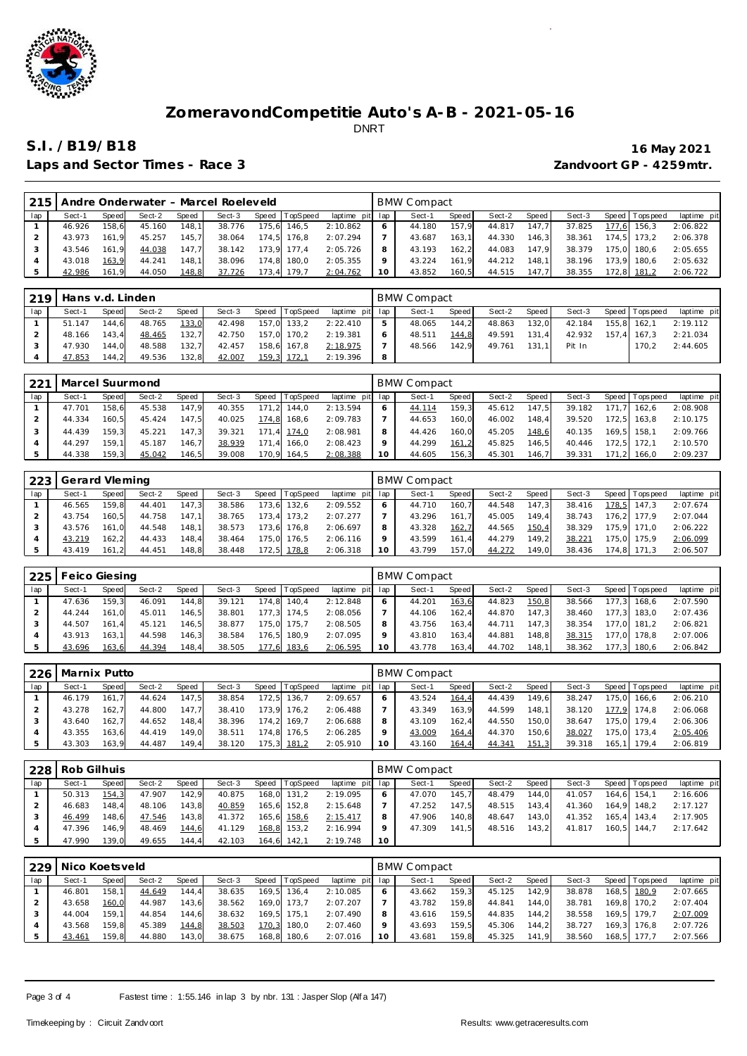# ZomeravondCompetitie Auto's A-B - 2021-05-16

DNRT

## S.I. /B19/B18

**16 May 2021**

**Laps and Sector Times - Race 3**

**Zandvoort GP - 4259mtr.**

| 215 | Andre Onderwater - Marcel Roeleveld | | | | | | | | BMW Compact | | | | | | | |
|---|---|---|---|---|---|---|---|---|---|---|---|---|---|---|---|---|
| lap | Sect-1 | Speed | Sect-2 | Speed | Sect-3 | Speed | TopSpeed | laptime pit | lap | Sect-1 | Speed | Sect-2 | Speed | Sect-3 | Speed | Topspeed | laptime pit |
| 1 | 46.926 | 158,6 | 45.160 | 148,1 | 38.776 | 175,6 | 146,5 | 2:10.862 | 6 | 44.180 | 157,9 | 44.817 | 147,7 | 37.825 | 177,6 | 156,3 | 2:06.822 |
| 2 | 43.973 | 161,9 | 45.257 | 145,7 | 38.064 | 174,5 | 176,8 | 2:07.294 | 7 | 43.687 | 163,1 | 44.330 | 146,3 | 38.361 | 174,5 | 173,2 | 2:06.378 |
| 3 | 43.546 | 161,9 | 44.038 | 147,7 | 38.142 | 173,9 | 177,4 | 2:05.726 | 8 | 43.193 | 162,2 | 44.083 | 147,9 | 38.379 | 175,0 | 180,6 | 2:05.655 |
| 4 | 43.018 | 163,9 | 44.241 | 148,1 | 38.096 | 174,8 | 180,0 | 2:05.355 | 9 | 43.224 | 161,9 | 44.212 | 148,1 | 38.196 | 173,9 | 180,6 | 2:05.632 |
| 5 | 42.986 | 161,9 | 44.050 | 148,8 | 37.726 | 173,4 | 179,7 | 2:04.762 | 10 | 43.852 | 160,5 | 44.515 | 147,7 | 38.355 | 172,8 | 181,2 | 2:06.722 |

| 219 | Hans v.d. Linden | | | | | | | | BMW Compact | | | | | | | |
|---|---|---|---|---|---|---|---|---|---|---|---|---|---|---|---|---|
| lap | Sect-1 | Speed | Sect-2 | Speed | Sect-3 | Speed | TopSpeed | laptime pit | lap | Sect-1 | Speed | Sect-2 | Speed | Sect-3 | Speed | Topspeed | laptime pit |
| 1 | 51.147 | 144,6 | 48.765 | 133,0 | 42.498 | 157,0 | 133,2 | 2:22.410 | 5 | 48.065 | 144,2 | 48.863 | 132,0 | 42.184 | 155,8 | 162,1 | 2:19.112 |
| 2 | 48.166 | 143,4 | 48.465 | 132,7 | 42.750 | 157,0 | 170,2 | 2:19.381 | 6 | 48.511 | 144,8 | 49.591 | 131,4 | 42.932 | 157,4 | 167,3 | 2:21.034 |
| 3 | 47.930 | 144,0 | 48.588 | 132,7 | 42.457 | 158,6 | 167,8 | 2:18.975 | 7 | 48.566 | 142,9 | 49.761 | 131,1 | Pit In | | 170,2 | 2:44.605 |
| 4 | 47.853 | 144,2 | 49.536 | 132,8 | 42.007 | 159,3 | 172,1 | 2:19.396 | 8 | | | | | | | | |

| 221 | Marcel Suurmond | | | | | | | | BMW Compact | | | | | | | |
|---|---|---|---|---|---|---|---|---|---|---|---|---|---|---|---|---|
| lap | Sect-1 | Speed | Sect-2 | Speed | Sect-3 | Speed | TopSpeed | laptime pit | lap | Sect-1 | Speed | Sect-2 | Speed | Sect-3 | Speed | Topspeed | laptime pit |
| 1 | 47.701 | 158,6 | 45.538 | 147,9 | 40.355 | 171,2 | 144,0 | 2:13.594 | 6 | 44.114 | 159,3 | 45.612 | 147,5 | 39.182 | 171,7 | 162,6 | 2:08.908 |
| 2 | 44.334 | 160,5 | 45.424 | 147,5 | 40.025 | 174,8 | 168,6 | 2:09.783 | 7 | 44.653 | 160,0 | 46.002 | 148,4 | 39.520 | 172,5 | 163,8 | 2:10.175 |
| 3 | 44.439 | 159,3 | 45.221 | 147,3 | 39.321 | 171,4 | 174,0 | 2:08.981 | 8 | 44.426 | 160,0 | 45.205 | 148,6 | 40.135 | 169,5 | 158,1 | 2:09.766 |
| 4 | 44.297 | 159,1 | 45.187 | 146,7 | 38.939 | 171,4 | 166,0 | 2:08.423 | 9 | 44.299 | 161,2 | 45.825 | 146,5 | 40.446 | 172,5 | 172,1 | 2:10.570 |
| 5 | 44.338 | 159,3 | 45.042 | 146,5 | 39.008 | 170,9 | 164,5 | 2:08.388 | 10 | 44.605 | 156,3 | 45.301 | 146,7 | 39.331 | 171,2 | 166,0 | 2:09.237 |

| 223 | Gerard Vleming | | | | | | | | BMW Compact | | | | | | | |
|---|---|---|---|---|---|---|---|---|---|---|---|---|---|---|---|---|
| lap | Sect-1 | Speed | Sect-2 | Speed | Sect-3 | Speed | TopSpeed | laptime pit | lap | Sect-1 | Speed | Sect-2 | Speed | Sect-3 | Speed | Topspeed | laptime pit |
| 1 | 46.565 | 159,8 | 44.401 | 147,3 | 38.586 | 173,6 | 132,6 | 2:09.552 | 6 | 44.710 | 160,7 | 44.548 | 147,3 | 38.416 | 178,5 | 147,3 | 2:07.674 |
| 2 | 43.754 | 160,5 | 44.758 | 147,1 | 38.765 | 173,4 | 173,2 | 2:07.277 | 7 | 43.296 | 161,7 | 45.005 | 149,4 | 38.743 | 176,2 | 177,9 | 2:07.044 |
| 3 | 43.576 | 161,0 | 44.548 | 148,1 | 38.573 | 173,6 | 176,8 | 2:06.697 | 8 | 43.328 | 162,7 | 44.565 | 150,4 | 38.329 | 175,9 | 171,0 | 2:06.222 |
| 4 | 43.219 | 162,2 | 44.433 | 148,4 | 38.464 | 175,0 | 176,5 | 2:06.116 | 9 | 43.599 | 161,4 | 44.279 | 149,2 | 38.221 | 175,0 | 175,9 | 2:06.099 |
| 5 | 43.419 | 161,2 | 44.451 | 148,8 | 38.448 | 172,5 | 178,8 | 2:06.318 | 10 | 43.799 | 157,0 | 44.272 | 149,0 | 38.436 | 174,8 | 171,3 | 2:06.507 |

| 225 | Feico Giesing | | | | | | | | BMW Compact | | | | | | | |
|---|---|---|---|---|---|---|---|---|---|---|---|---|---|---|---|---|
| lap | Sect-1 | Speed | Sect-2 | Speed | Sect-3 | Speed | TopSpeed | laptime pit | lap | Sect-1 | Speed | Sect-2 | Speed | Sect-3 | Speed | Topspeed | laptime pit |
| 1 | 47.636 | 159,3 | 46.091 | 144,8 | 39.121 | 174,8 | 140,4 | 2:12.848 | 6 | 44.201 | 163,6 | 44.823 | 150,8 | 38.566 | 177,3 | 168,6 | 2:07.590 |
| 2 | 44.244 | 161,0 | 45.011 | 146,5 | 38.801 | 177,3 | 174,5 | 2:08.056 | 7 | 44.106 | 162,4 | 44.870 | 147,3 | 38.460 | 177,3 | 183,0 | 2:07.436 |
| 3 | 44.507 | 161,4 | 45.121 | 146,5 | 38.877 | 175,0 | 175,7 | 2:08.505 | 8 | 43.756 | 163,4 | 44.711 | 147,3 | 38.354 | 177,0 | 181,2 | 2:06.821 |
| 4 | 43.913 | 163,1 | 44.598 | 146,3 | 38.584 | 176,5 | 180,9 | 2:07.095 | 9 | 43.810 | 163,4 | 44.881 | 148,8 | 38.315 | 177,0 | 178,8 | 2:07.006 |
| 5 | 43.696 | 163,6 | 44.394 | 148,4 | 38.505 | 177,6 | 183,6 | 2:06.595 | 10 | 43.778 | 163,4 | 44.702 | 148,1 | 38.362 | 177,3 | 180,6 | 2:06.842 |

| 226 | Marnix Putto | | | | | | | | BMW Compact | | | | | | | |
|---|---|---|---|---|---|---|---|---|---|---|---|---|---|---|---|---|
| lap | Sect-1 | Speed | Sect-2 | Speed | Sect-3 | Speed | TopSpeed | laptime pit | lap | Sect-1 | Speed | Sect-2 | Speed | Sect-3 | Speed | Topspeed | laptime pit |
| 1 | 46.179 | 161,7 | 44.624 | 147,5 | 38.854 | 172,5 | 136,7 | 2:09.657 | 6 | 43.524 | 164,4 | 44.439 | 149,6 | 38.247 | 175,0 | 166,6 | 2:06.210 |
| 2 | 43.278 | 162,7 | 44.800 | 147,7 | 38.410 | 173,9 | 176,2 | 2:06.488 | 7 | 43.349 | 163,9 | 44.599 | 148,1 | 38.120 | 177,9 | 174,8 | 2:06.068 |
| 3 | 43.640 | 162,7 | 44.652 | 148,4 | 38.396 | 174,2 | 169,7 | 2:06.688 | 8 | 43.109 | 162,4 | 44.550 | 150,0 | 38.647 | 175,0 | 179,4 | 2:06.306 |
| 4 | 43.355 | 163,6 | 44.419 | 149,0 | 38.511 | 174,8 | 176,5 | 2:06.285 | 9 | 43.009 | 164,4 | 44.370 | 150,6 | 38.027 | 175,0 | 173,4 | 2:05.406 |
| 5 | 43.303 | 163,9 | 44.487 | 149,4 | 38.120 | 175,3 | 181,2 | 2:05.910 | 10 | 43.160 | 164,4 | 44.341 | 151,3 | 39.318 | 165,1 | 179,4 | 2:06.819 |

| 228 | Rob Gilhuis | | | | | | | | BMW Compact | | | | | | | |
|---|---|---|---|---|---|---|---|---|---|---|---|---|---|---|---|---|
| lap | Sect-1 | Speed | Sect-2 | Speed | Sect-3 | Speed | TopSpeed | laptime pit | lap | Sect-1 | Speed | Sect-2 | Speed | Sect-3 | Speed | Topspeed | laptime pit |
| 1 | 50.313 | 154,3 | 47.907 | 142,9 | 40.875 | 168,0 | 131,2 | 2:19.095 | 6 | 47.070 | 145,7 | 48.479 | 144,0 | 41.057 | 164,6 | 154,1 | 2:16.606 |
| 2 | 46.683 | 148,4 | 48.106 | 143,8 | 40.859 | 165,6 | 152,8 | 2:15.648 | 7 | 47.252 | 147,5 | 48.515 | 143,4 | 41.360 | 164,9 | 148,2 | 2:17.127 |
| 3 | 46.499 | 148,6 | 47.546 | 143,8 | 41.372 | 165,6 | 158,6 | 2:15.417 | 8 | 47.906 | 140,8 | 48.647 | 143,0 | 41.352 | 165,4 | 143,4 | 2:17.905 |
| 4 | 47.396 | 146,9 | 48.469 | 144,6 | 41.129 | 168,8 | 153,2 | 2:16.994 | 9 | 47.309 | 141,5 | 48.516 | 143,2 | 41.817 | 160,5 | 144,7 | 2:17.642 |
| 5 | 47.990 | 139,0 | 49.655 | 144,4 | 42.103 | 164,6 | 142,1 | 2:19.748 | 10 | | | | | | | | |

| 229 | Nico Koetsveld | | | | | | | | BMW Compact | | | | | | | |
|---|---|---|---|---|---|---|---|---|---|---|---|---|---|---|---|---|
| lap | Sect-1 | Speed | Sect-2 | Speed | Sect-3 | Speed | TopSpeed | laptime pit | lap | Sect-1 | Speed | Sect-2 | Speed | Sect-3 | Speed | Topspeed | laptime pit |
| 1 | 46.801 | 158,1 | 44.649 | 144,4 | 38.635 | 169,5 | 136,4 | 2:10.085 | 6 | 43.662 | 159,3 | 45.125 | 142,9 | 38.878 | 168,5 | 180,9 | 2:07.665 |
| 2 | 43.658 | 160,0 | 44.987 | 143,6 | 38.562 | 169,0 | 173,7 | 2:07.207 | 7 | 43.782 | 159,8 | 44.841 | 144,0 | 38.781 | 169,8 | 170,2 | 2:07.404 |
| 3 | 44.004 | 159,1 | 44.854 | 144,6 | 38.632 | 169,5 | 175,1 | 2:07.490 | 8 | 43.616 | 159,5 | 44.835 | 144,2 | 38.558 | 169,5 | 179,7 | 2:07.009 |
| 4 | 43.568 | 159,8 | 45.389 | 144,8 | 38.503 | 170,3 | 180,0 | 2:07.460 | 9 | 43.693 | 159,5 | 45.306 | 144,2 | 38.727 | 169,3 | 176,8 | 2:07.726 |
| 5 | 43.461 | 159,8 | 44.880 | 143,0 | 38.675 | 168,8 | 180,6 | 2:07.016 | 10 | 43.681 | 159,8 | 45.325 | 141,9 | 38.560 | 168,5 | 177,7 | 2:07.566 |

Fastest time : 1:55.146 in lap 3 by nbr. 131 : Jasper Slop (Alfa 147)

Timekeeping by : Circuit Zandvoort

Results: www.getraceresults.com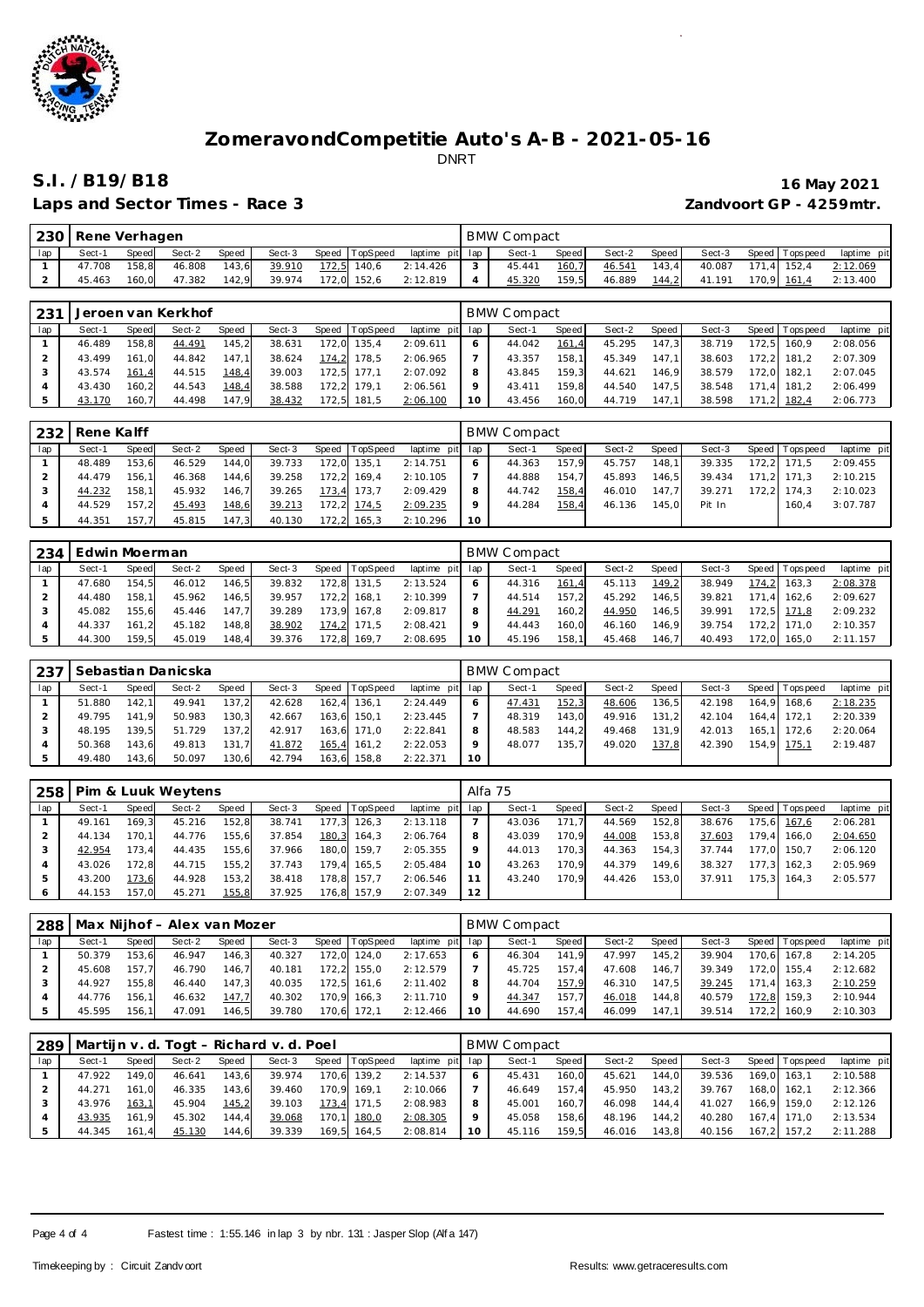# ZomeravondCompetitie Auto's A-B - 2021-05-16

DNRT

## S.I. /B19/B18

**16 May 2021**

**Laps and Sector Times - Race 3**

**Zandvoort GP - 4259mtr.**

| 230 | Rene Verhagen | | | | | | | | BMW Compact | | | | | | | | |
|---|---|---|---|---|---|---|---|---|---|---|---|---|---|---|---|---|---|
| lap | Sect-1 | Speed | Sect-2 | Speed | Sect-3 | Speed | TopSpeed | laptime pit | lap | Sect-1 | Speed | Sect-2 | Speed | Sect-3 | Speed | Topspeed | laptime pit |
| 1 | 47.708 | 158,8 | 46.808 | 143,6 | 39.910 | 172,5 | 140,6 | 2:14.426 | 3 | 45.441 | 160,7 | 46.541 | 143,4 | 40.087 | 171,4 | 152,4 | 2:12.069 |
| 2 | 45.463 | 160,0 | 47.382 | 142,9 | 39.974 | 172,0 | 152,6 | 2:12.819 | 4 | 45.320 | 159,5 | 46.889 | 144,2 | 41.191 | 170,9 | 161,4 | 2:13.400 |

| 231 | Jeroen van Kerkhof | | | | | | | | BMW Compact | | | | | | | | |
|---|---|---|---|---|---|---|---|---|---|---|---|---|---|---|---|---|---|
| lap | Sect-1 | Speed | Sect-2 | Speed | Sect-3 | Speed | TopSpeed | laptime pit | lap | Sect-1 | Speed | Sect-2 | Speed | Sect-3 | Speed | Topspeed | laptime pit |
| 1 | 46.489 | 158,8 | 44.491 | 145,2 | 38.631 | 172,0 | 135,4 | 2:09.611 | 6 | 44.042 | 161,4 | 45.295 | 147,3 | 38.719 | 172,5 | 160,9 | 2:08.056 |
| 2 | 43.499 | 161,0 | 44.842 | 147,1 | 38.624 | 174,2 | 178,5 | 2:06.965 | 7 | 43.357 | 158,1 | 45.349 | 147,1 | 38.603 | 172,2 | 181,2 | 2:07.309 |
| 3 | 43.574 | 161,4 | 44.515 | 148,4 | 39.003 | 172,5 | 177,1 | 2:07.092 | 8 | 43.845 | 159,3 | 44.621 | 146,9 | 38.579 | 172,0 | 182,1 | 2:07.045 |
| 4 | 43.430 | 160,2 | 44.543 | 148,4 | 38.588 | 172,2 | 179,1 | 2:06.561 | 9 | 43.411 | 159,8 | 44.540 | 147,5 | 38.548 | 171,4 | 181,2 | 2:06.499 |
| 5 | 43.170 | 160,7 | 44.498 | 147,9 | 38.432 | 172,5 | 181,5 | 2:06.100 | 10 | 43.456 | 160,0 | 44.719 | 147,1 | 38.598 | 171,2 | 182,4 | 2:06.773 |

| 232 | Rene Kalff | | | | | | | | BMW Compact | | | | | | | | |
|---|---|---|---|---|---|---|---|---|---|---|---|---|---|---|---|---|---|
| lap | Sect-1 | Speed | Sect-2 | Speed | Sect-3 | Speed | TopSpeed | laptime pit | lap | Sect-1 | Speed | Sect-2 | Speed | Sect-3 | Speed | Topspeed | laptime pit |
| 1 | 48.489 | 153,6 | 46.529 | 144,0 | 39.733 | 172,0 | 135,1 | 2:14.751 | 6 | 44.363 | 157,9 | 45.757 | 148,1 | 39.335 | 172,2 | 171,5 | 2:09.455 |
| 2 | 44.479 | 156,1 | 46.368 | 144,6 | 39.258 | 172,2 | 169,4 | 2:10.105 | 7 | 44.888 | 154,7 | 45.893 | 146,5 | 39.434 | 171,2 | 171,3 | 2:10.215 |
| 3 | 44.232 | 158,1 | 45.932 | 146,7 | 39.265 | 173,4 | 173,7 | 2:09.429 | 8 | 44.742 | 158,4 | 46.010 | 147,7 | 39.271 | 172,2 | 174,3 | 2:10.023 |
| 4 | 44.529 | 157,2 | 45.493 | 148,6 | 39.213 | 172,2 | 174,5 | 2:09.235 | 9 | 44.284 | 158,4 | 46.136 | 145,0 | Pit In | | 160,4 | 3:07.787 |
| 5 | 44.351 | 157,7 | 45.815 | 147,3 | 40.130 | 172,2 | 165,3 | 2:10.296 | 10 | | | | | | | | |

| 234 | Edwin Moerman | | | | | | | | BMW Compact | | | | | | | | |
|---|---|---|---|---|---|---|---|---|---|---|---|---|---|---|---|---|---|
| lap | Sect-1 | Speed | Sect-2 | Speed | Sect-3 | Speed | TopSpeed | laptime pit | lap | Sect-1 | Speed | Sect-2 | Speed | Sect-3 | Speed | Topspeed | laptime pit |
| 1 | 47.680 | 154,5 | 46.012 | 146,5 | 39.832 | 172,8 | 131,5 | 2:13.524 | 6 | 44.316 | 161,4 | 45.113 | 149,2 | 38.949 | 174,2 | 163,3 | 2:08.378 |
| 2 | 44.480 | 158,1 | 45.962 | 146,5 | 39.957 | 172,2 | 168,1 | 2:10.399 | 7 | 44.514 | 157,2 | 45.292 | 146,5 | 39.821 | 171,4 | 162,6 | 2:09.627 |
| 3 | 45.082 | 155,6 | 45.446 | 147,7 | 39.289 | 173,9 | 167,8 | 2:09.817 | 8 | 44.291 | 160,2 | 44.950 | 146,5 | 39.991 | 172,5 | 171,8 | 2:09.232 |
| 4 | 44.337 | 161,2 | 45.182 | 148,8 | 38.902 | 174,2 | 171,5 | 2:08.421 | 9 | 44.443 | 160,0 | 46.160 | 146,9 | 39.754 | 172,2 | 171,0 | 2:10.357 |
| 5 | 44.300 | 159,5 | 45.019 | 148,4 | 39.376 | 172,8 | 169,7 | 2:08.695 | 10 | 45.196 | 158,1 | 45.468 | 146,7 | 40.493 | 172,0 | 165,0 | 2:11.157 |

| 237 | Sebastian Danicska | | | | | | | | BMW Compact | | | | | | | | |
|---|---|---|---|---|---|---|---|---|---|---|---|---|---|---|---|---|---|
| lap | Sect-1 | Speed | Sect-2 | Speed | Sect-3 | Speed | TopSpeed | laptime pit | lap | Sect-1 | Speed | Sect-2 | Speed | Sect-3 | Speed | Topspeed | laptime pit |
| 1 | 51.880 | 142,1 | 49.941 | 137,2 | 42.628 | 162,4 | 136,1 | 2:24.449 | 6 | 47.431 | 152,3 | 48.606 | 136,5 | 42.198 | 164,9 | 168,6 | 2:18.235 |
| 2 | 49.795 | 141,9 | 50.983 | 130,3 | 42.667 | 163,6 | 150,1 | 2:23.445 | 7 | 48.319 | 143,0 | 49.916 | 131,2 | 42.104 | 164,4 | 172,1 | 2:20.339 |
| 3 | 48.195 | 139,5 | 51.729 | 137,2 | 42.917 | 163,6 | 171,0 | 2:22.841 | 8 | 48.583 | 144,2 | 49.468 | 131,9 | 42.013 | 165,1 | 172,6 | 2:20.064 |
| 4 | 50.368 | 143,6 | 49.813 | 131,7 | 41.872 | 165,4 | 161,2 | 2:22.053 | 9 | 48.077 | 135,7 | 49.020 | 137,8 | 42.390 | 154,9 | 175,1 | 2:19.487 |
| 5 | 49.480 | 143,6 | 50.097 | 130,6 | 42.794 | 163,6 | 158,8 | 2:22.371 | 10 | | | | | | | | |

| 258 | Pim & Luuk Weytens | | | | | | | | Alfa 75 | | | | | | | | |
|---|---|---|---|---|---|---|---|---|---|---|---|---|---|---|---|---|---|
| lap | Sect-1 | Speed | Sect-2 | Speed | Sect-3 | Speed | TopSpeed | laptime pit | lap | Sect-1 | Speed | Sect-2 | Speed | Sect-3 | Speed | Topspeed | laptime pit |
| 1 | 49.161 | 169,3 | 45.216 | 152,8 | 38.741 | 177,3 | 126,3 | 2:13.118 | 7 | 43.036 | 171,7 | 44.569 | 152,8 | 38.676 | 175,6 | 167,6 | 2:06.281 |
| 2 | 44.134 | 170,1 | 44.776 | 155,6 | 37.854 | 180,3 | 164,3 | 2:06.764 | 8 | 43.039 | 170,9 | 44.008 | 153,8 | 37.603 | 179,4 | 166,0 | 2:04.650 |
| 3 | 42.954 | 173,4 | 44.435 | 155,6 | 37.966 | 180,0 | 159,7 | 2:05.355 | 9 | 44.013 | 170,3 | 44.363 | 154,3 | 37.744 | 177,0 | 150,7 | 2:06.120 |
| 4 | 43.026 | 172,8 | 44.715 | 155,2 | 37.743 | 179,4 | 165,5 | 2:05.484 | 10 | 43.263 | 170,9 | 44.379 | 149,6 | 38.327 | 177,3 | 162,3 | 2:05.969 |
| 5 | 43.200 | 173,6 | 44.928 | 153,2 | 38.418 | 178,8 | 157,7 | 2:06.546 | 11 | 43.240 | 170,9 | 44.426 | 153,0 | 37.911 | 175,3 | 164,3 | 2:05.577 |
| 6 | 44.153 | 157,0 | 45.271 | 155,8 | 37.925 | 176,8 | 157,9 | 2:07.349 | 12 | | | | | | | | |

| 288 | Max Nijhof - Alex van Mozer | | | | | | | | BMW Compact | | | | | | | | |
|---|---|---|---|---|---|---|---|---|---|---|---|---|---|---|---|---|---|
| lap | Sect-1 | Speed | Sect-2 | Speed | Sect-3 | Speed | TopSpeed | laptime pit | lap | Sect-1 | Speed | Sect-2 | Speed | Sect-3 | Speed | Topspeed | laptime pit |
| 1 | 50.379 | 153,6 | 46.947 | 146,3 | 40.327 | 172,0 | 124,0 | 2:17.653 | 6 | 46.304 | 141,9 | 47.997 | 145,2 | 39.904 | 170,6 | 167,8 | 2:14.205 |
| 2 | 45.608 | 157,7 | 46.790 | 146,7 | 40.181 | 172,2 | 155,0 | 2:12.579 | 7 | 45.725 | 157,4 | 47.608 | 146,7 | 39.349 | 172,0 | 155,4 | 2:12.682 |
| 3 | 44.927 | 155,8 | 46.440 | 147,3 | 40.035 | 172,5 | 161,6 | 2:11.402 | 8 | 44.704 | 157,9 | 46.310 | 147,5 | 39.245 | 171,4 | 163,3 | 2:10.259 |
| 4 | 44.776 | 156,1 | 46.632 | 147,7 | 40.302 | 170,9 | 166,3 | 2:11.710 | 9 | 44.347 | 157,7 | 46.018 | 144,8 | 40.579 | 172,8 | 159,3 | 2:10.944 |
| 5 | 45.595 | 156,1 | 47.091 | 146,5 | 39.780 | 170,6 | 172,1 | 2:12.466 | 10 | 44.690 | 157,4 | 46.099 | 147,1 | 39.514 | 172,2 | 160,9 | 2:10.303 |

| 289 | Martijn v. d. Togt - Richard v. d. Poel | | | | | | | | BMW Compact | | | | | | | | |
|---|---|---|---|---|---|---|---|---|---|---|---|---|---|---|---|---|---|
| lap | Sect-1 | Speed | Sect-2 | Speed | Sect-3 | Speed | TopSpeed | laptime pit | lap | Sect-1 | Speed | Sect-2 | Speed | Sect-3 | Speed | Topspeed | laptime pit |
| 1 | 47.922 | 149,0 | 46.641 | 143,6 | 39.974 | 170,6 | 139,2 | 2:14.537 | 6 | 45.431 | 160,0 | 45.621 | 144,0 | 39.536 | 169,0 | 163,1 | 2:10.588 |
| 2 | 44.271 | 161,0 | 46.335 | 143,6 | 39.460 | 170,9 | 169,1 | 2:10.066 | 7 | 46.649 | 157,4 | 45.950 | 143,2 | 39.767 | 168,0 | 162,1 | 2:12.366 |
| 3 | 43.976 | 163,1 | 45.904 | 145,2 | 39.103 | 173,4 | 171,5 | 2:08.983 | 8 | 45.001 | 160,7 | 46.098 | 144,4 | 41.027 | 166,9 | 159,0 | 2:12.126 |
| 4 | 43.935 | 161,9 | 45.302 | 144,4 | 39.068 | 170,1 | 180,0 | 2:08.305 | 9 | 45.058 | 158,6 | 48.196 | 144,2 | 40.280 | 167,4 | 171,0 | 2:13.534 |
| 5 | 44.345 | 161,4 | 45.130 | 144,6 | 39.339 | 169,5 | 164,5 | 2:08.814 | 10 | 45.116 | 159,5 | 46.016 | 143,8 | 40.156 | 167,2 | 157,2 | 2:11.288 |

Fastest time : 1:55.146 in lap 3 by nbr. 131 : Jasper Slop (Alfa 147)

Timekeeping by : Circuit Zandvoort

Results: www.getraceresults.com